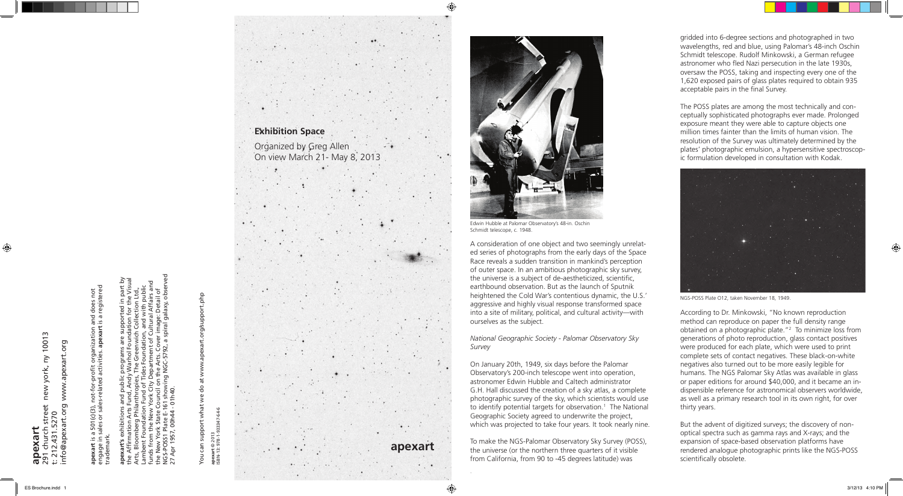**apexart**
291 church street new york, ny 10013
t: 212.431.5270
info@apexart.org www.apexart.org

**apexart** is a 501(c)(3), not-for-profit organization and does not engage in sales or sales-related activities. **apexart** is a registered trademark.

**apexart's** exhibitions and public programs are supported in part by the Affirmation Arts Fund, Andy Warhol Foundation for the Visual Arts, Bloomberg Philanthropies, The Greenwich Collection Ltd, Lambent Foundation Fund of Tides Foundation, and with public funds from the New York City Department of Cultural Affairs and the New York State Council on the Arts. Cover image: Detail of NGS-POSS1 Plate E-161 showing NGC-5792, a spiral galaxy, observed 27 Apr 1957, 00h44 - 01h40.

You can support what we do at www.apexart.org/support.php

**apexart** © 2013
ISBN-13: 978-1-933347-64-6

# Exhibition Space

Organized by Greg Allen
On view March 21- May 8, 2013

**apexart**

Edwin Hubble at Palomar Observatory's 48-in. Oschin Schmidt telescope, c. 1948.

A consideration of one object and two seemingly unrelated series of photographs from the early days of the Space Race reveals a sudden transition in mankind's perception of outer space. In an ambitious photographic sky survey, the universe is a subject of de-aestheticized, scientific, earthbound observation. But as the launch of Sputnik heightened the Cold War's contentious dynamic, the U.S.' aggressive and highly visual response transformed space into a site of military, political, and cultural activity—with ourselves as the subject.

*National Geographic Society - Palomar Observatory Sky Survey*

On January 20th, 1949, six days before the Palomar Observatory's 200-inch telescope went into operation, astronomer Edwin Hubble and Caltech administrator G.H. Hall discussed the creation of a sky atlas, a complete photographic survey of the sky, which scientists would use to identify potential targets for observation.[1] The National Geographic Society agreed to underwrite the project, which was projected to take four years. It took nearly nine.

To make the NGS-Palomar Observatory Sky Survey (POSS), the universe (or the northern three quarters of it visible from California, from 90 to -45 degrees latitude) was gridded into 6-degree sections and photographed in two wavelengths, red and blue, using Palomar's 48-inch Oschin Schmidt telescope. Rudolf Minkowski, a German refugee astronomer who fled Nazi persecution in the late 1930s, oversaw the POSS, taking and inspecting every one of the 1,620 exposed pairs of glass plates required to obtain 935 acceptable pairs in the final Survey.

The POSS plates are among the most technically and conceptually sophisticated photographs ever made. Prolonged exposure meant they were able to capture objects one million times fainter than the limits of human vision. The resolution of the Survey was ultimately determined by the plates' photographic emulsion, a hypersensitive spectroscopic formulation developed in consultation with Kodak.

NGS-POSS Plate O12, taken November 18, 1949.

According to Dr. Minkowski, "No known reproduction method can reproduce on paper the full density range obtained on a photographic plate."[2] To minimize loss from generations of photo reproduction, glass contact positives were produced for each plate, which were used to print complete sets of contact negatives. These black-on-white negatives also turned out to be more easily legible for humans. The NGS Palomar Sky Atlas was available in glass or paper editions for around $40,000, and it became an indispensible reference for astronomical observers worldwide, as well as a primary research tool in its own right, for over thirty years.

But the advent of digitized surveys; the discovery of non-optical spectra such as gamma rays and X-rays; and the expansion of space-based observation platforms have rendered analogue photographic prints like the NGS-POSS scientifically obsolete.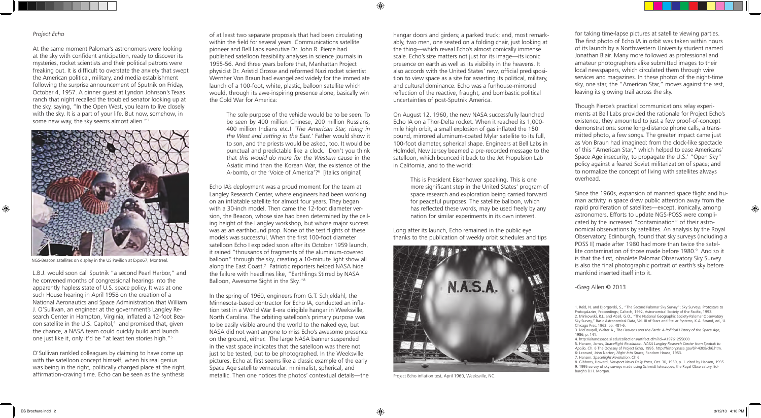*Project Echo*

At the same moment Palomar's astronomers were looking at the sky with confident anticipation, ready to discover its mysteries, rocket scientists and their political patrons were freaking out. It is difficult to overstate the anxiety that swept the American political, military, and media establishment following the surprise announcement of Sputnik on Friday, October 4, 1957. A dinner guest at Lyndon Johnson's Texas ranch that night recalled the troubled senator looking up at the sky, saying, "In the Open West, you learn to live closely with the sky. It is a part of your life. But now, somehow, in some new way, the sky seems almost alien."[3]

NGS-Beacon satellites on display in the US Pavilion at Expo67, Montreal.

L.B.J. would soon call Sputnik "a second Pearl Harbor," and he convened months of congressional hearings into the apparently hapless state of U.S. space policy. It was at one such House hearing in April 1958 on the creation of a National Aeronautics and Space Administration that William J. O'Sullivan, an engineer at the government's Langley Research Center in Hampton, Virginia, inflated a 12-foot Beacon satellite in the U.S. Capitol,[4] and promised that, given the chance, a NASA team could quickly build and launch one just like it, only it'd be "at least ten stories high."[5]

O'Sullivan rankled colleagues by claiming to have come up with the satelloon concept himself, when his real genius was being in the right, politically charged place at the right, affirmation-craving time. Echo can be seen as the synthesis of at least two separate proposals that had been circulating within the field for several years. Communications satellite pioneer and Bell Labs executive Dr. John R. Pierce had published satelloon feasibility analyses in science journals in 1955-56. And three years before that, Manhattan Project physicist Dr. Aristid Grosse and reformed Nazi rocket scientist Wernher Von Braun had evangelized widely for the immediate launch of a 100-foot, white, plastic, balloon satellite which would, through its awe-inspiring presence alone, basically win the Cold War for America:

> The sole purpose of the vehicle would be to be seen. To be seen by 400 million Chinese, 200 million Russians, 400 million Indians etc.! '*The American Star, rising in the West and setting in the East*.' Father would show it to son, and the priests would be asked, too. It would be punctual and predictable like a clock. Don't you think that *this would do more for the Western cause* in the Asiatic mind than the Korean War, the existence of the A-bomb, or the 'Voice of America'?[6] [italics original]

Echo IA's deployment was a proud moment for the team at Langley Research Center, where engineers had been working on an inflatable satellite for almost four years. They began with a 30-inch model. Then came the 12-foot diameter version, the Beacon, whose size had been determined by the ceiling height of the Langley workshop, but whose major success was as an earthbound prop. None of the test flights of these models was successful. When the first 100-foot diameter satelloon Echo I exploded soon after its October 1959 launch, it rained "thousands of fragments of the aluminum-covered balloon" through the sky, creating a 10-minute light show all along the East Coast.[7] Patriotic reporters helped NASA hide the failure with headlines like, "Earthlings Stirred by NASA Balloon, Awesome Sight in the Sky."[8]

In the spring of 1960, engineers from G.T. Schjeldahl, the Minnesota-based contractor for Echo IA, conducted an inflation test in a World War II-era dirigible hangar in Weeksville, North Carolina. The orbiting satelloon's primary purpose was to be easily visible around the world to the naked eye, but NASA did not want anyone to miss Echo's awesome presence on the ground, either. The large NASA banner suspended in the vast space indicates that the satelloon was there not just to be tested, but to be photographed. In the Weeksville pictures, Echo at first seems like a classic example of the early Space Age satellite vernacular: minimalist, spherical, and metallic. Then one notices the photos' contextual details—the hangar doors and girders; a parked truck; and, most remarkably, two men, one seated on a folding chair, just looking at the thing—which reveal Echo's almost comically immense scale. Echo's size matters not just for its image—its iconic presence on earth as well as its visibility in the heavens. It also accords with the United States' new, official predisposition to view space as a site for asserting its political, military, and cultural dominance. Echo was a funhouse-mirrored reflection of the reactive, fraught, and bombastic political uncertainties of post-Sputnik America.

On August 12, 1960, the new NASA successfully launched Echo IA on a Thor-Delta rocket. When it reached its 1,000-mile high orbit, a small explosion of gas inflated the 150 pound, mirrored aluminum-coated Mylar satellite to its full, 100-foot diameter, spherical shape. Engineers at Bell Labs in Holmdel, New Jersey beamed a pre-recorded message to the satelloon, which bounced it back to the Jet Propulsion Lab in California, and to the world:

> This is President Eisenhower speaking. This is one more significant step in the United States' program of space research and exploration being carried forward for peaceful purposes. The satellite balloon, which has reflected these words, may be used freely by any nation for similar experiments in its own interest.

Long after its launch, Echo remained in the public eye thanks to the publication of weekly orbit schedules and tips for taking time-lapse pictures at satellite viewing parties. The first photo of Echo IA in orbit was taken within hours of its launch by a Northwestern University student named Jonathan Blair. Many more followed as professional and amateur photographers alike submitted images to their local newspapers, which circulated them through wire services and magazines. In these photos of the night-time sky, one star, the "American Star," moves against the rest, leaving its glowing trail across the sky.

Project Echo inflation test, April 1960, Weeksville, NC.

Though Pierce's practical communications relay experiments at Bell Labs provided the rationale for Project Echo's existence, they amounted to just a few proof-of-concept demonstrations: some long-distance phone calls, a transmitted photo, a few songs. The greater impact came just as Von Braun had imagined: from the clock-like spectacle of this "American Star," which helped to ease Americans' Space Age insecurity; to propagate the U.S.' "Open Sky" policy against a feared Soviet militarization of space; and to normalize the concept of living with satellites always overhead.

Since the 1960s, expansion of manned space flight and human activity in space drew public attention away from the rapid proliferation of satellites—except, ironically, among astronomers. Efforts to update NGS-POSS were complicated by the increased "contamination" of their astronomical observations by satellites. An analysis by the Royal Observatory, Edinburgh, found that sky surveys (including a POSS II) made after 1980 had more than twice the satellite contamination of those made before 1980.[9] And so it is that the first, obsolete Palomar Observatory Sky Survey is also the final photographic portrait of earth's sky before mankind inserted itself into it.

-Greg Allen © 2013

1. Reid, N. and Djorgovski, S., "The Second Palomar Sky Survey"; Sky Surveys, Protostars to Protogalaxies, Proceedings; Caltech, 1992, Astronomical Society of the Pacific, 1993.
2. Minkowski, R.L. and Abell, G.O., "The National Geographic Society-Palomar Observatory Sky Survey," Basic Astronomical Data, Vol. III of Stars and Stellar Systems, K.A. Strand, ed., U. Chicago Pres, 1963, pp. 481-6.
3. McDougall, Walter A., *The Heavens and the Earth: A Political History of the Space Age,* 1986, p. 141.
4. http://airandspace.si.edu/collections/artifact.cfm?id=A19761255000
5. Hansen, James, *Spaceflight Revolution: NASA Langley Research Center from Sputnik to Apollo*, Ch. 6 The Odyssey of Project Echo, 1995. http://history.nasa.gov/SP-4308/ch6.htm.
6. Leonard, John Norton, *Flight Into Space,* Random House, 1953.
7. Hansen, *Spaceflight Revolution*, Ch 6.
8. Gibbons, Howard, *Newport News Daily Press*, Oct. 30, 1959, p. 1. cited by Hansen, 1995.
9. 1995 survey of sky surveys made using Schmidt telescopes, the Royal Observatory, Edburgh's D.H. Morgan.